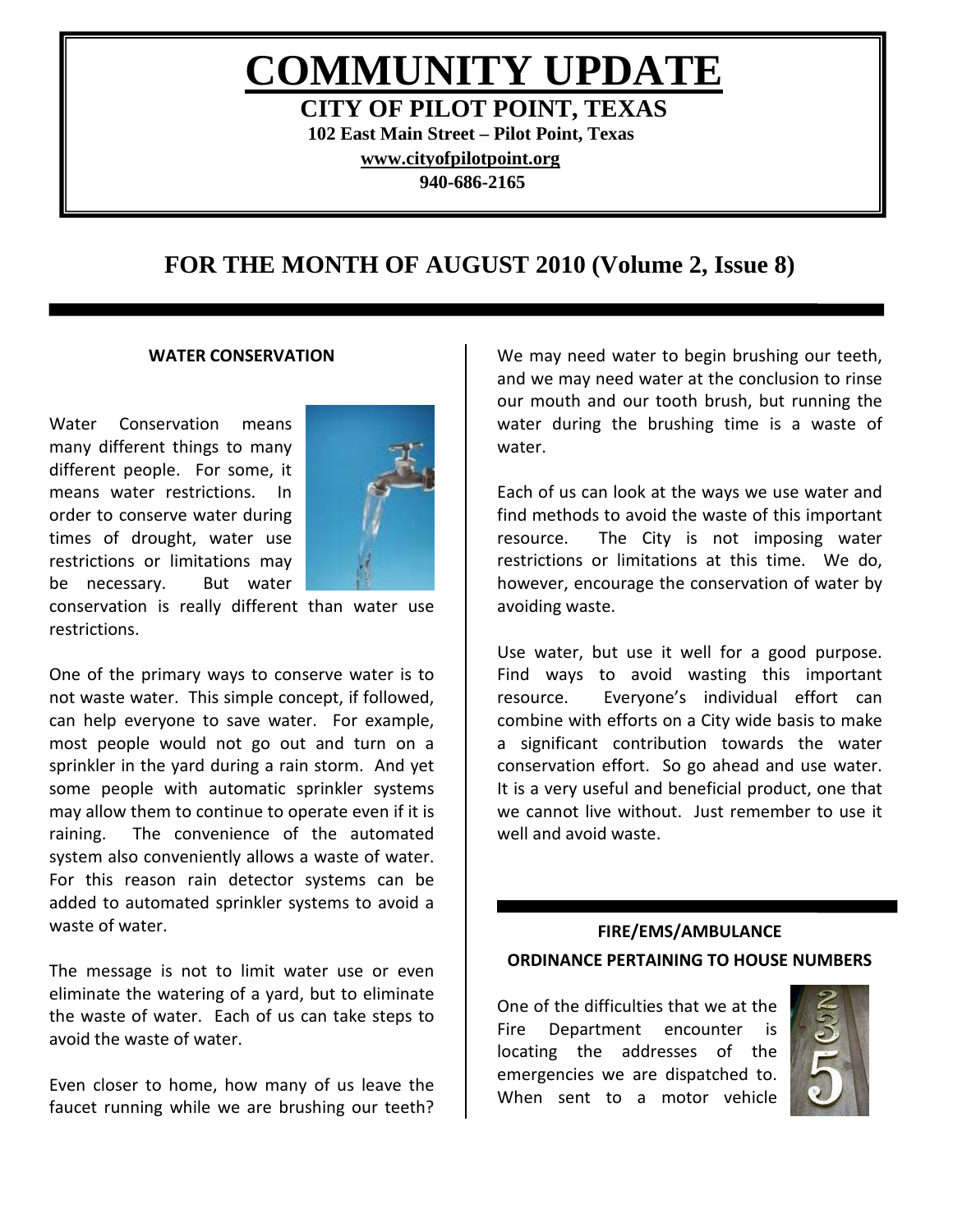# COMMUNITY UPDATE

**CITY OF PILOT POINT, TEXAS**

**102 East Main Street – Pilot Point, Texas**

**www.cityofpilotpoint.org**

**940-686-2165**

## FOR THE MONTH OF AUGUST 2010 (Volume 2, Issue 8)

### WATER CONSERVATION

Water Conservation means many different things to many different people. For some, it means water restrictions. In order to conserve water during times of drought, water use restrictions or limitations may be necessary. But water conservation is really different than water use restrictions.

One of the primary ways to conserve water is to not waste water. This simple concept, if followed, can help everyone to save water. For example, most people would not go out and turn on a sprinkler in the yard during a rain storm. And yet some people with automatic sprinkler systems may allow them to continue to operate even if it is raining. The convenience of the automated system also conveniently allows a waste of water. For this reason rain detector systems can be added to automated sprinkler systems to avoid a waste of water.

The message is not to limit water use or even eliminate the watering of a yard, but to eliminate the waste of water. Each of us can take steps to avoid the waste of water.

Even closer to home, how many of us leave the faucet running while we are brushing our teeth? We may need water to begin brushing our teeth, and we may need water at the conclusion to rinse our mouth and our tooth brush, but running the water during the brushing time is a waste of water.

Each of us can look at the ways we use water and find methods to avoid the waste of this important resource. The City is not imposing water restrictions or limitations at this time. We do, however, encourage the conservation of water by avoiding waste.

Use water, but use it well for a good purpose. Find ways to avoid wasting this important resource. Everyone's individual effort can combine with efforts on a City wide basis to make a significant contribution towards the water conservation effort. So go ahead and use water. It is a very useful and beneficial product, one that we cannot live without. Just remember to use it well and avoid waste.

### FIRE/EMS/AMBULANCE
### ORDINANCE PERTAINING TO HOUSE NUMBERS

One of the difficulties that we at the Fire Department encounter is locating the addresses of the emergencies we are dispatched to. When sent to a motor vehicle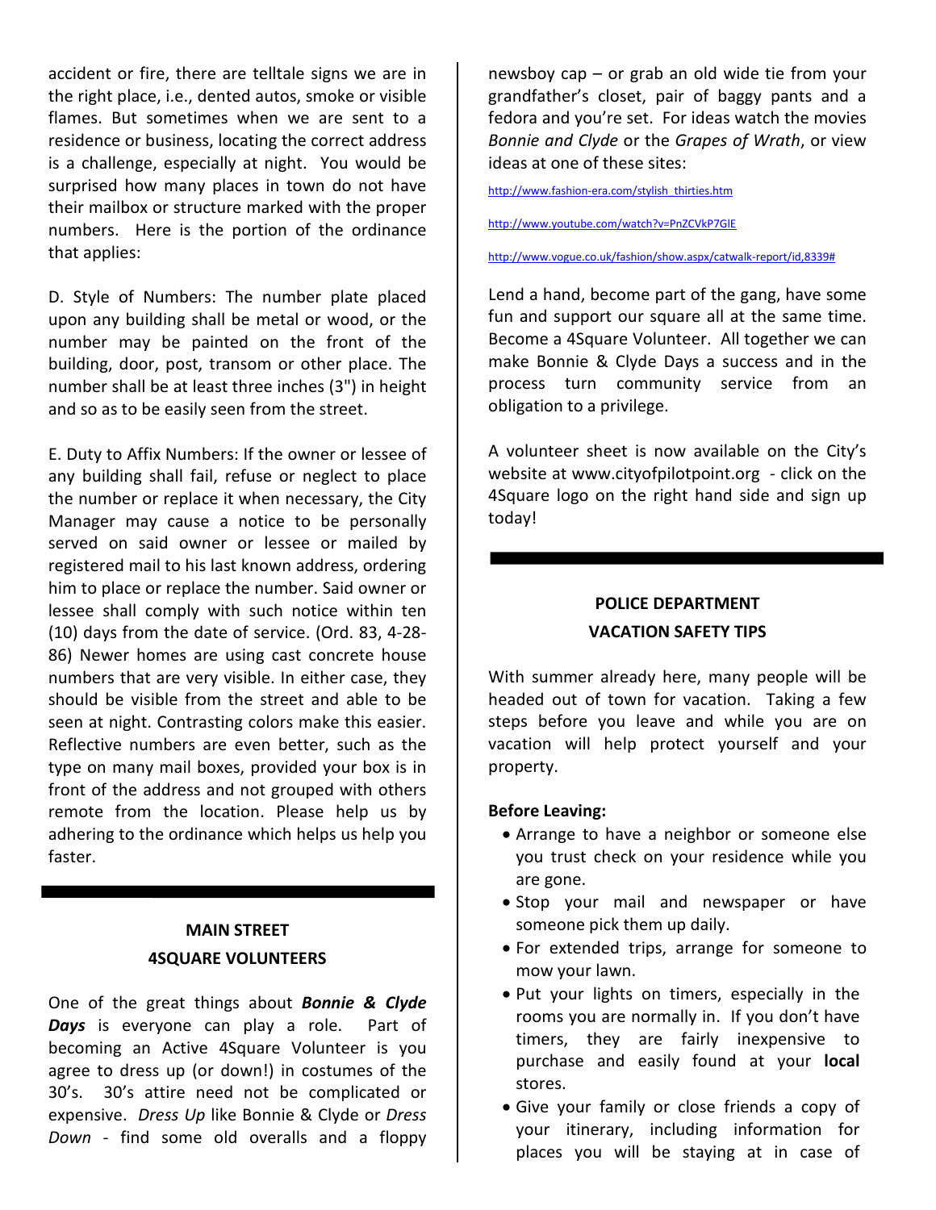accident or fire, there are telltale signs we are in the right place, i.e., dented autos, smoke or visible flames. But sometimes when we are sent to a residence or business, locating the correct address is a challenge, especially at night. You would be surprised how many places in town do not have their mailbox or structure marked with the proper numbers. Here is the portion of the ordinance that applies:

D. Style of Numbers: The number plate placed upon any building shall be metal or wood, or the number may be painted on the front of the building, door, post, transom or other place. The number shall be at least three inches (3") in height and so as to be easily seen from the street.

E. Duty to Affix Numbers: If the owner or lessee of any building shall fail, refuse or neglect to place the number or replace it when necessary, the City Manager may cause a notice to be personally served on said owner or lessee or mailed by registered mail to his last known address, ordering him to place or replace the number. Said owner or lessee shall comply with such notice within ten (10) days from the date of service. (Ord. 83, 4-28-86) Newer homes are using cast concrete house numbers that are very visible. In either case, they should be visible from the street and able to be seen at night. Contrasting colors make this easier. Reflective numbers are even better, such as the type on many mail boxes, provided your box is in front of the address and not grouped with others remote from the location. Please help us by adhering to the ordinance which helps us help you faster.

---

## MAIN STREET 4SQUARE VOLUNTEERS

One of the great things about ***Bonnie & Clyde Days*** is everyone can play a role. Part of becoming an Active 4Square Volunteer is you agree to dress up (or down!) in costumes of the 30's. 30's attire need not be complicated or expensive. *Dress Up* like Bonnie & Clyde or *Dress Down* - find some old overalls and a floppy newsboy cap – or grab an old wide tie from your grandfather's closet, pair of baggy pants and a fedora and you're set. For ideas watch the movies *Bonnie and Clyde* or the *Grapes of Wrath*, or view ideas at one of these sites:

http://www.fashion-era.com/stylish_thirties.htm

http://www.youtube.com/watch?v=PnZCVkP7GlE

http://www.vogue.co.uk/fashion/show.aspx/catwalk-report/id,8339#

Lend a hand, become part of the gang, have some fun and support our square all at the same time. Become a 4Square Volunteer. All together we can make Bonnie & Clyde Days a success and in the process turn community service from an obligation to a privilege.

A volunteer sheet is now available on the City's website at www.cityofpilotpoint.org - click on the 4Square logo on the right hand side and sign up today!

---

## POLICE DEPARTMENT VACATION SAFETY TIPS

With summer already here, many people will be headed out of town for vacation. Taking a few steps before you leave and while you are on vacation will help protect yourself and your property.

**Before Leaving:**

- Arrange to have a neighbor or someone else you trust check on your residence while you are gone.
- Stop your mail and newspaper or have someone pick them up daily.
- For extended trips, arrange for someone to mow your lawn.
- Put your lights on timers, especially in the rooms you are normally in. If you don't have timers, they are fairly inexpensive to purchase and easily found at your **local** stores.
- Give your family or close friends a copy of your itinerary, including information for places you will be staying at in case of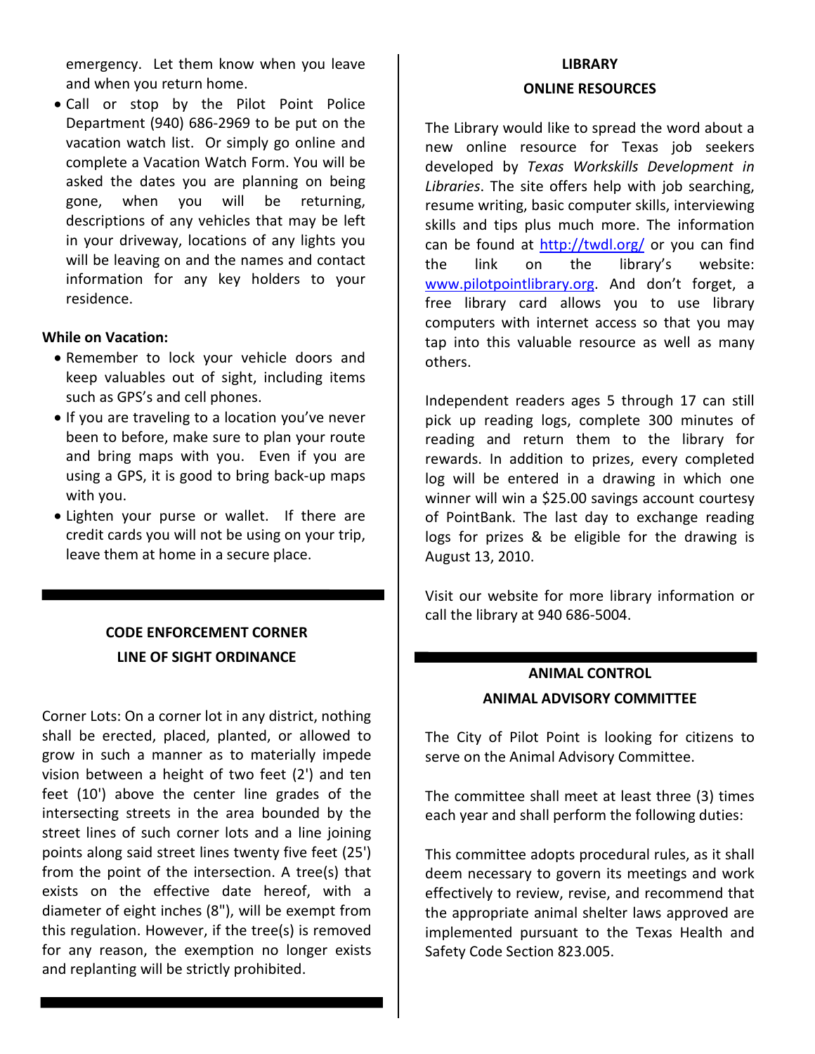emergency. Let them know when you leave and when you return home.

- Call or stop by the Pilot Point Police Department (940) 686-2969 to be put on the vacation watch list. Or simply go online and complete a Vacation Watch Form. You will be asked the dates you are planning on being gone, when you will be returning, descriptions of any vehicles that may be left in your driveway, locations of any lights you will be leaving on and the names and contact information for any key holders to your residence.

**While on Vacation:**

- Remember to lock your vehicle doors and keep valuables out of sight, including items such as GPS's and cell phones.
- If you are traveling to a location you've never been to before, make sure to plan your route and bring maps with you. Even if you are using a GPS, it is good to bring back-up maps with you.
- Lighten your purse or wallet. If there are credit cards you will not be using on your trip, leave them at home in a secure place.

---

## CODE ENFORCEMENT CORNER
## LINE OF SIGHT ORDINANCE

Corner Lots: On a corner lot in any district, nothing shall be erected, placed, planted, or allowed to grow in such a manner as to materially impede vision between a height of two feet (2') and ten feet (10') above the center line grades of the intersecting streets in the area bounded by the street lines of such corner lots and a line joining points along said street lines twenty five feet (25') from the point of the intersection. A tree(s) that exists on the effective date hereof, with a diameter of eight inches (8"), will be exempt from this regulation. However, if the tree(s) is removed for any reason, the exemption no longer exists and replanting will be strictly prohibited.

---

## LIBRARY
## ONLINE RESOURCES

The Library would like to spread the word about a new online resource for Texas job seekers developed by *Texas Workskills Development in Libraries*. The site offers help with job searching, resume writing, basic computer skills, interviewing skills and tips plus much more. The information can be found at http://twdl.org/ or you can find the link on the library's website: www.pilotpointlibrary.org. And don't forget, a free library card allows you to use library computers with internet access so that you may tap into this valuable resource as well as many others.

Independent readers ages 5 through 17 can still pick up reading logs, complete 300 minutes of reading and return them to the library for rewards. In addition to prizes, every completed log will be entered in a drawing in which one winner will win a $25.00 savings account courtesy of PointBank. The last day to exchange reading logs for prizes & be eligible for the drawing is August 13, 2010.

Visit our website for more library information or call the library at 940 686-5004.

---

## ANIMAL CONTROL
## ANIMAL ADVISORY COMMITTEE

The City of Pilot Point is looking for citizens to serve on the Animal Advisory Committee.

The committee shall meet at least three (3) times each year and shall perform the following duties:

This committee adopts procedural rules, as it shall deem necessary to govern its meetings and work effectively to review, revise, and recommend that the appropriate animal shelter laws approved are implemented pursuant to the Texas Health and Safety Code Section 823.005.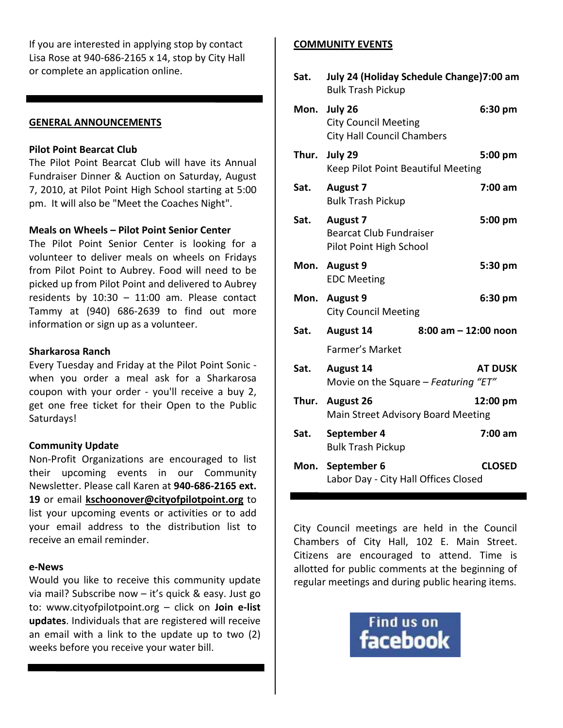If you are interested in applying stop by contact Lisa Rose at 940-686-2165 x 14, stop by City Hall or complete an application online.

## GENERAL ANNOUNCEMENTS

**Pilot Point Bearcat Club**

The Pilot Point Bearcat Club will have its Annual Fundraiser Dinner & Auction on Saturday, August 7, 2010, at Pilot Point High School starting at 5:00 pm. It will also be "Meet the Coaches Night".

**Meals on Wheels – Pilot Point Senior Center**

The Pilot Point Senior Center is looking for a volunteer to deliver meals on wheels on Fridays from Pilot Point to Aubrey. Food will need to be picked up from Pilot Point and delivered to Aubrey residents by 10:30 – 11:00 am. Please contact Tammy at (940) 686-2639 to find out more information or sign up as a volunteer.

**Sharkarosa Ranch**

Every Tuesday and Friday at the Pilot Point Sonic - when you order a meal ask for a Sharkarosa coupon with your order - you'll receive a buy 2, get one free ticket for their Open to the Public Saturdays!

**Community Update**

Non-Profit Organizations are encouraged to list their upcoming events in our Community Newsletter. Please call Karen at **940-686-2165 ext. 19** or email **kschoonover@cityofpilotpoint.org** to list your upcoming events or activities or to add your email address to the distribution list to receive an email reminder.

**e-News**

Would you like to receive this community update via mail? Subscribe now – it's quick & easy. Just go to: www.cityofpilotpoint.org – click on **Join e-list updates**. Individuals that are registered will receive an email with a link to the update up to two (2) weeks before you receive your water bill.

## COMMUNITY EVENTS

| | | |
|---|---|---|
| **Sat.** | **July 24 (Holiday Schedule Change)** Bulk Trash Pickup | **7:00 am** |
| **Mon.** | **July 26** City Council Meeting City Hall Council Chambers | **6:30 pm** |
| **Thur.** | **July 29** Keep Pilot Point Beautiful Meeting | **5:00 pm** |
| **Sat.** | **August 7** Bulk Trash Pickup | **7:00 am** |
| **Sat.** | **August 7** Bearcat Club Fundraiser Pilot Point High School | **5:00 pm** |
| **Mon.** | **August 9** EDC Meeting | **5:30 pm** |
| **Mon.** | **August 9** City Council Meeting | **6:30 pm** |
| **Sat.** | **August 14** Farmer's Market | **8:00 am – 12:00 noon** |
| **Sat.** | **August 14** Movie on the Square – *Featuring "ET"* | **AT DUSK** |
| **Thur.** | **August 26** Main Street Advisory Board Meeting | **12:00 pm** |
| **Sat.** | **September 4** Bulk Trash Pickup | **7:00 am** |
| **Mon.** | **September 6** Labor Day - City Hall Offices Closed | **CLOSED** |

City Council meetings are held in the Council Chambers of City Hall, 102 E. Main Street. Citizens are encouraged to attend. Time is allotted for public comments at the beginning of regular meetings and during public hearing items.

Find us on facebook